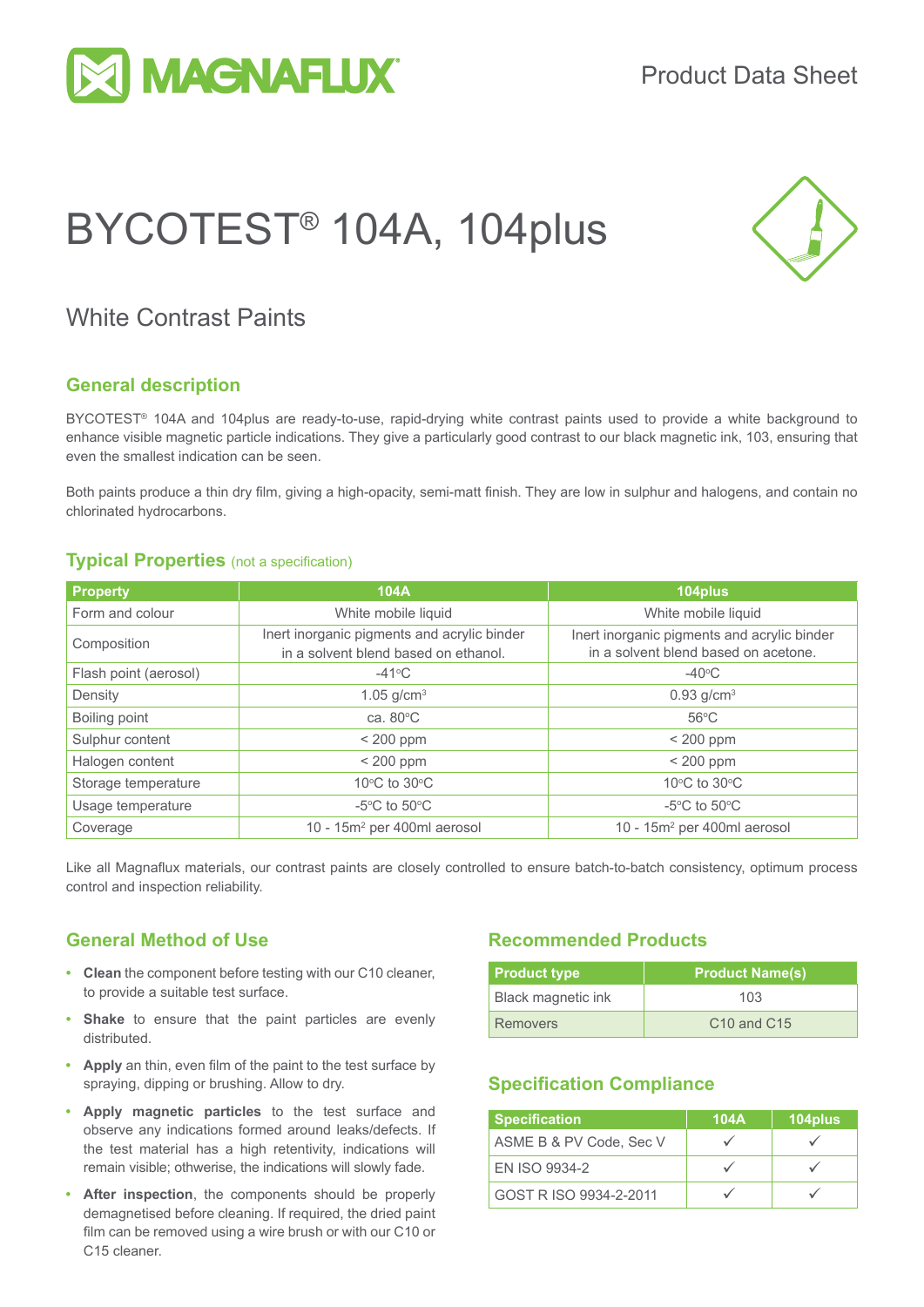Product Data Sheet

# BYCOTEST® 104A, 104plus

## White Contrast Paints

### General description

BYCOTEST® 104A and 104plus are ready-to-use, rapid-drying white contrast paints used to provide a white background to enhance visible magnetic particle indications. They give a particularly good contrast to our black magnetic ink, 103, ensuring that even the smallest indication can be seen.

Both paints produce a thin dry film, giving a high-opacity, semi-matt finish. They are low in sulphur and halogens, and contain no chlorinated hydrocarbons.

### Typical Properties (not a specification)

| Property | 104A | 104plus |
|---|---|---|
| Form and colour | White mobile liquid | White mobile liquid |
| Composition | Inert inorganic pigments and acrylic binder in a solvent blend based on ethanol. | Inert inorganic pigments and acrylic binder in a solvent blend based on acetone. |
| Flash point (aerosol) | -41°C | -40°C |
| Density | 1.05 g/cm³ | 0.93 g/cm³ |
| Boiling point | ca. 80°C | 56°C |
| Sulphur content | < 200 ppm | < 200 ppm |
| Halogen content | < 200 ppm | < 200 ppm |
| Storage temperature | 10°C to 30°C | 10°C to 30°C |
| Usage temperature | -5°C to 50°C | -5°C to 50°C |
| Coverage | 10 - 15m² per 400ml aerosol | 10 - 15m² per 400ml aerosol |

Like all Magnaflux materials, our contrast paints are closely controlled to ensure batch-to-batch consistency, optimum process control and inspection reliability.

### General Method of Use

- **Clean** the component before testing with our C10 cleaner, to provide a suitable test surface.
- **Shake** to ensure that the paint particles are evenly distributed.
- **Apply** an thin, even film of the paint to the test surface by spraying, dipping or brushing. Allow to dry.
- **Apply magnetic particles** to the test surface and observe any indications formed around leaks/defects. If the test material has a high retentivity, indications will remain visible; othwerise, the indications will slowly fade.
- **After inspection**, the components should be properly demagnetised before cleaning. If required, the dried paint film can be removed using a wire brush or with our C10 or C15 cleaner.

### Recommended Products

| Product type | Product Name(s) |
|---|---|
| Black magnetic ink | 103 |
| Removers | C10 and C15 |

### Specification Compliance

| Specification | 104A | 104plus |
|---|---|---|
| ASME B & PV Code, Sec V | ✓ | ✓ |
| EN ISO 9934-2 | ✓ | ✓ |
| GOST R ISO 9934-2-2011 | ✓ | ✓ |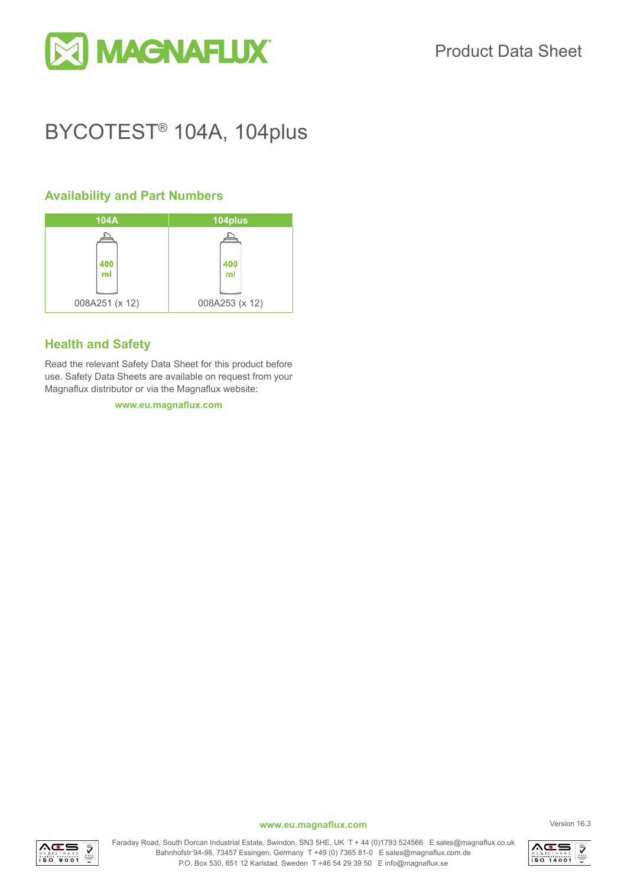# BYCOTEST® 104A, 104plus

## Availability and Part Numbers

| 104A | 104plus |
|---|---|
| 400 ml | 400 ml |
| 008A251 (x 12) | 008A253 (x 12) |

## Health and Safety

Read the relevant Safety Data Sheet for this product before use. Safety Data Sheets are available on request from your Magnaflux distributor or via the Magnaflux website:

**www.eu.magnaflux.com**